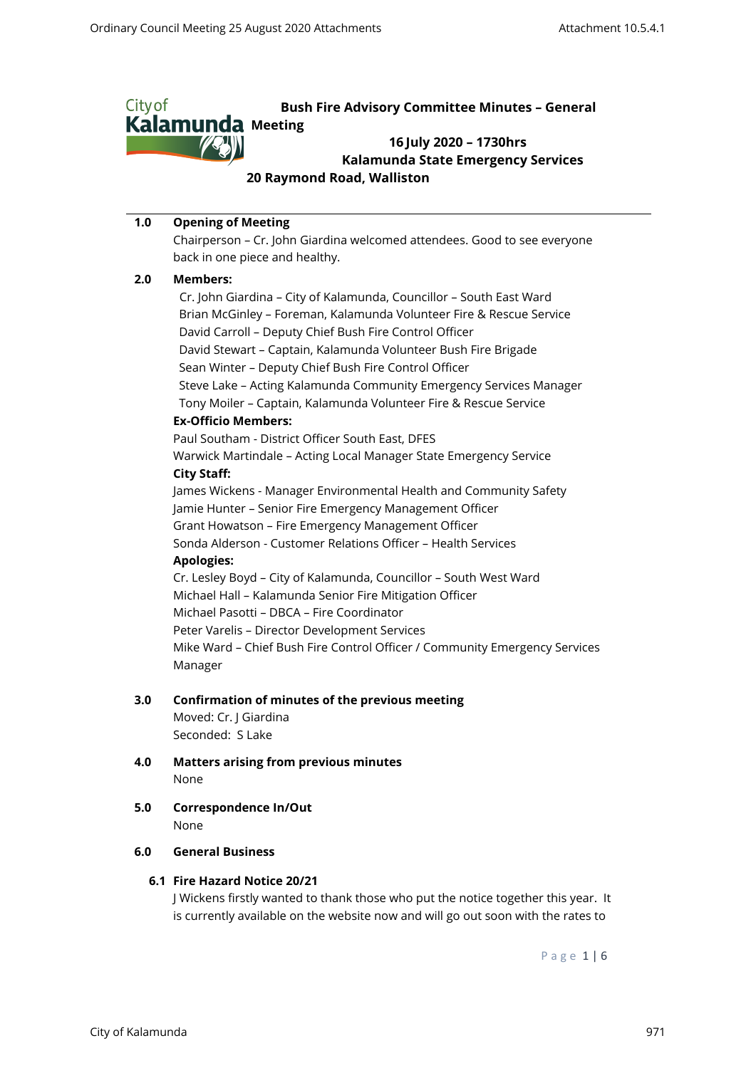# Bush Fire Advisory Committee Minutes – General Meeting

**16 July 2020 – 1730hrs**
**Kalamunda State Emergency Services**
**20 Raymond Road, Walliston**

## 1.0 Opening of Meeting

Chairperson – Cr. John Giardina welcomed attendees. Good to see everyone back in one piece and healthy.

## 2.0 Members:

Cr. John Giardina – City of Kalamunda, Councillor – South East Ward
Brian McGinley – Foreman, Kalamunda Volunteer Fire & Rescue Service
David Carroll – Deputy Chief Bush Fire Control Officer
David Stewart – Captain, Kalamunda Volunteer Bush Fire Brigade
Sean Winter – Deputy Chief Bush Fire Control Officer
Steve Lake – Acting Kalamunda Community Emergency Services Manager
Tony Moiler – Captain, Kalamunda Volunteer Fire & Rescue Service

**Ex-Officio Members:**

Paul Southam - District Officer South East, DFES
Warwick Martindale – Acting Local Manager State Emergency Service

**City Staff:**

James Wickens - Manager Environmental Health and Community Safety
Jamie Hunter – Senior Fire Emergency Management Officer
Grant Howatson – Fire Emergency Management Officer
Sonda Alderson - Customer Relations Officer – Health Services

**Apologies:**

Cr. Lesley Boyd – City of Kalamunda, Councillor – South West Ward
Michael Hall – Kalamunda Senior Fire Mitigation Officer
Michael Pasotti – DBCA – Fire Coordinator
Peter Varelis – Director Development Services
Mike Ward – Chief Bush Fire Control Officer / Community Emergency Services Manager

## 3.0 Confirmation of minutes of the previous meeting

Moved: Cr. J Giardina
Seconded: S Lake

## 4.0 Matters arising from previous minutes

None

## 5.0 Correspondence In/Out

None

## 6.0 General Business

### 6.1 Fire Hazard Notice 20/21

J Wickens firstly wanted to thank those who put the notice together this year. It is currently available on the website now and will go out soon with the rates to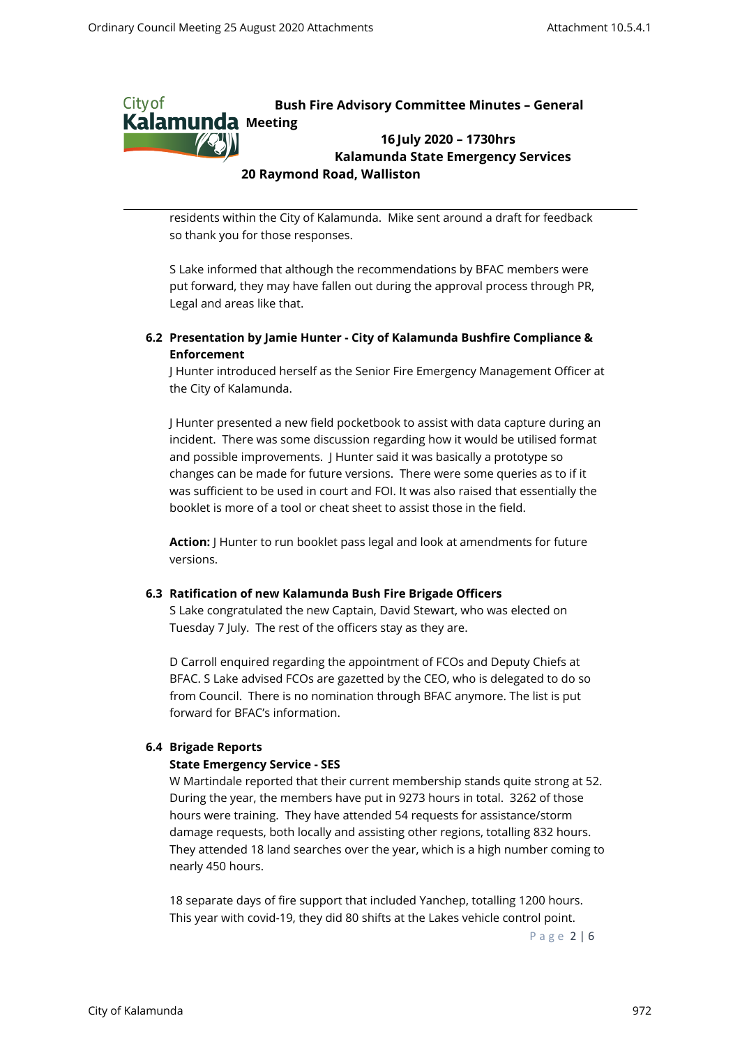residents within the City of Kalamunda. Mike sent around a draft for feedback so thank you for those responses.

S Lake informed that although the recommendations by BFAC members were put forward, they may have fallen out during the approval process through PR, Legal and areas like that.

### 6.2 Presentation by Jamie Hunter - City of Kalamunda Bushfire Compliance & Enforcement

J Hunter introduced herself as the Senior Fire Emergency Management Officer at the City of Kalamunda.

J Hunter presented a new field pocketbook to assist with data capture during an incident. There was some discussion regarding how it would be utilised format and possible improvements. J Hunter said it was basically a prototype so changes can be made for future versions. There were some queries as to if it was sufficient to be used in court and FOI. It was also raised that essentially the booklet is more of a tool or cheat sheet to assist those in the field.

**Action:** J Hunter to run booklet pass legal and look at amendments for future versions.

### 6.3 Ratification of new Kalamunda Bush Fire Brigade Officers

S Lake congratulated the new Captain, David Stewart, who was elected on Tuesday 7 July. The rest of the officers stay as they are.

D Carroll enquired regarding the appointment of FCOs and Deputy Chiefs at BFAC. S Lake advised FCOs are gazetted by the CEO, who is delegated to do so from Council. There is no nomination through BFAC anymore. The list is put forward for BFAC's information.

### 6.4 Brigade Reports

**State Emergency Service - SES**

W Martindale reported that their current membership stands quite strong at 52. During the year, the members have put in 9273 hours in total. 3262 of those hours were training. They have attended 54 requests for assistance/storm damage requests, both locally and assisting other regions, totalling 832 hours. They attended 18 land searches over the year, which is a high number coming to nearly 450 hours.

18 separate days of fire support that included Yanchep, totalling 1200 hours. This year with covid-19, they did 80 shifts at the Lakes vehicle control point.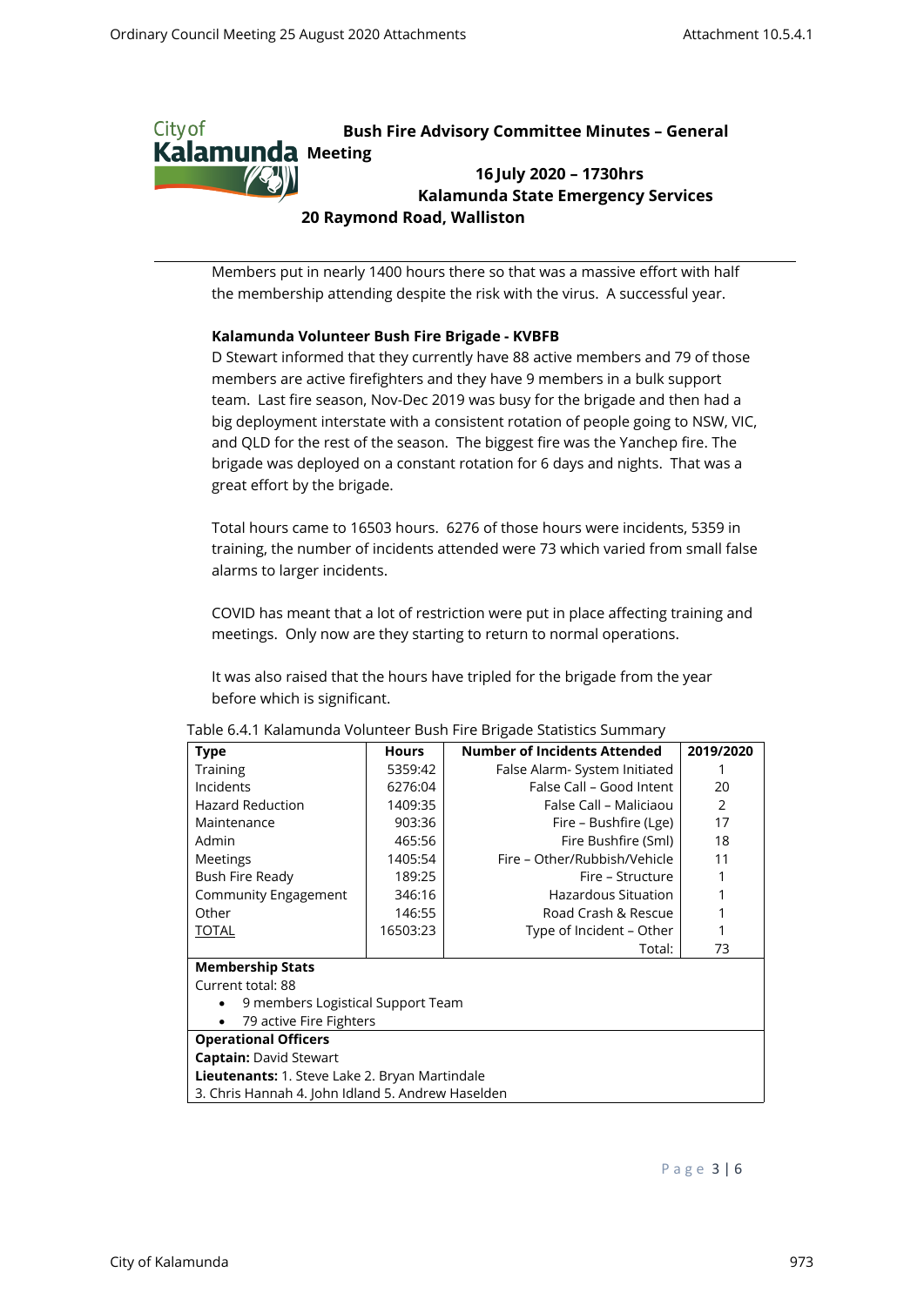# Bush Fire Advisory Committee Minutes – General Meeting

**16 July 2020 – 1730hrs**
**Kalamunda State Emergency Services**
**20 Raymond Road, Walliston**

Members put in nearly 1400 hours there so that was a massive effort with half the membership attending despite the risk with the virus. A successful year.

**Kalamunda Volunteer Bush Fire Brigade - KVBFB**

D Stewart informed that they currently have 88 active members and 79 of those members are active firefighters and they have 9 members in a bulk support team. Last fire season, Nov-Dec 2019 was busy for the brigade and then had a big deployment interstate with a consistent rotation of people going to NSW, VIC, and QLD for the rest of the season. The biggest fire was the Yanchep fire. The brigade was deployed on a constant rotation for 6 days and nights. That was a great effort by the brigade.

Total hours came to 16503 hours. 6276 of those hours were incidents, 5359 in training, the number of incidents attended were 73 which varied from small false alarms to larger incidents.

COVID has meant that a lot of restriction were put in place affecting training and meetings. Only now are they starting to return to normal operations.

It was also raised that the hours have tripled for the brigade from the year before which is significant.

Table 6.4.1 Kalamunda Volunteer Bush Fire Brigade Statistics Summary

| Type | Hours | Number of Incidents Attended | 2019/2020 |
|---|---|---|---|
| Training | 5359:42 | False Alarm- System Initiated | 1 |
| Incidents | 6276:04 | False Call – Good Intent | 20 |
| Hazard Reduction | 1409:35 | False Call – Maliciaou | 2 |
| Maintenance | 903:36 | Fire – Bushfire (Lge) | 17 |
| Admin | 465:56 | Fire Bushfire (Sml) | 18 |
| Meetings | 1405:54 | Fire – Other/Rubbish/Vehicle | 11 |
| Bush Fire Ready | 189:25 | Fire – Structure | 1 |
| Community Engagement | 346:16 | Hazardous Situation | 1 |
| Other | 146:55 | Road Crash & Rescue | 1 |
| TOTAL | 16503:23 | Type of Incident – Other | 1 |
| | | Total: | 73 |
| **Membership Stats** | | | |
| Current total: 88 | | | |
| • 9 members Logistical Support Team | | | |
| • 79 active Fire Fighters | | | |
| **Operational Officers** | | | |
| **Captain:** David Stewart | | | |
| **Lieutenants:** 1. Steve Lake 2. Bryan Martindale | | | |
| 3. Chris Hannah 4. John Idland 5. Andrew Haselden | | | |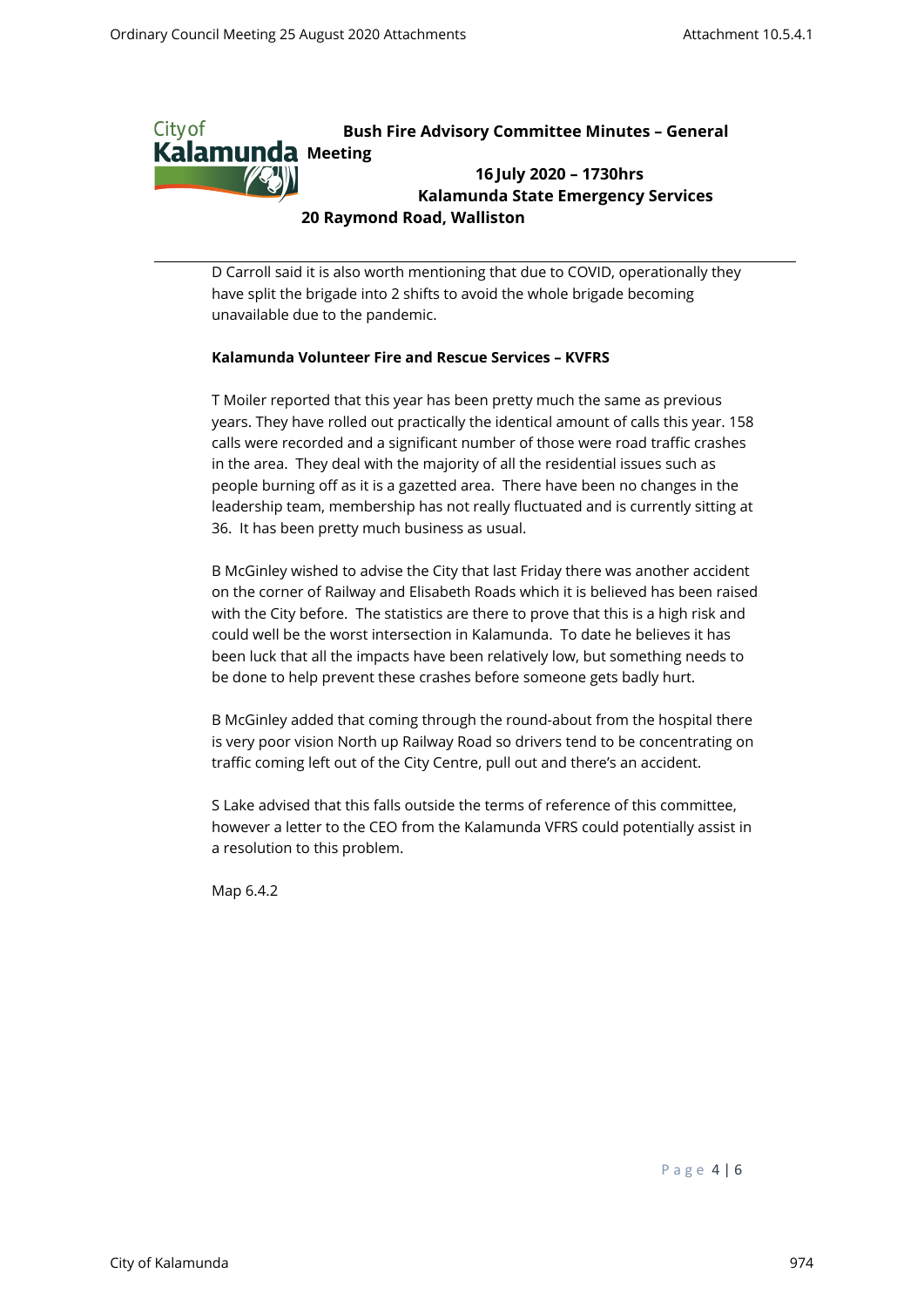D Carroll said it is also worth mentioning that due to COVID, operationally they have split the brigade into 2 shifts to avoid the whole brigade becoming unavailable due to the pandemic.

**Kalamunda Volunteer Fire and Rescue Services – KVFRS**

T Moiler reported that this year has been pretty much the same as previous years. They have rolled out practically the identical amount of calls this year. 158 calls were recorded and a significant number of those were road traffic crashes in the area. They deal with the majority of all the residential issues such as people burning off as it is a gazetted area. There have been no changes in the leadership team, membership has not really fluctuated and is currently sitting at 36. It has been pretty much business as usual.

B McGinley wished to advise the City that last Friday there was another accident on the corner of Railway and Elisabeth Roads which it is believed has been raised with the City before. The statistics are there to prove that this is a high risk and could well be the worst intersection in Kalamunda. To date he believes it has been luck that all the impacts have been relatively low, but something needs to be done to help prevent these crashes before someone gets badly hurt.

B McGinley added that coming through the round-about from the hospital there is very poor vision North up Railway Road so drivers tend to be concentrating on traffic coming left out of the City Centre, pull out and there's an accident.

S Lake advised that this falls outside the terms of reference of this committee, however a letter to the CEO from the Kalamunda VFRS could potentially assist in a resolution to this problem.

Map 6.4.2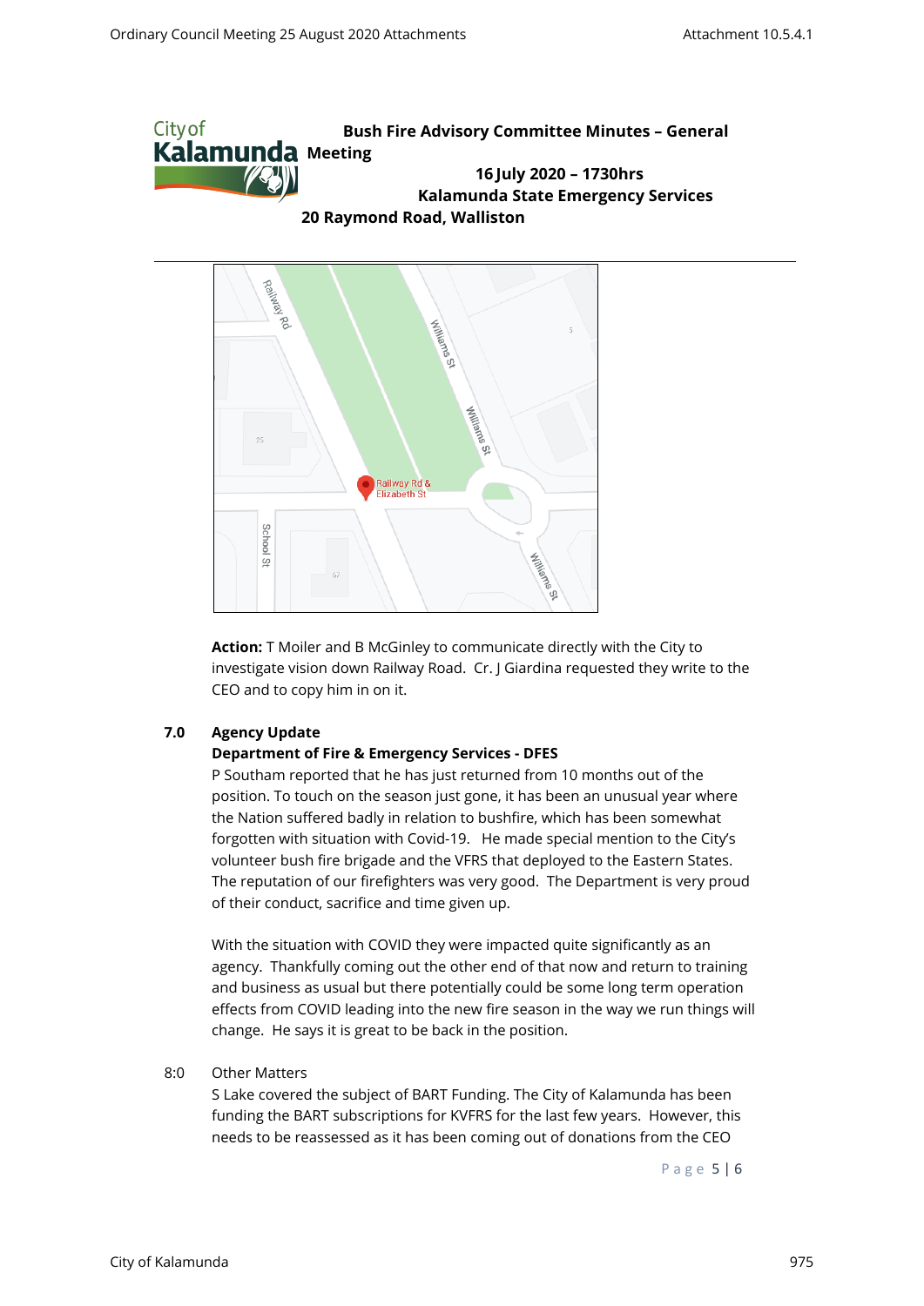**Bush Fire Advisory Committee Minutes – General Meeting**

**16 July 2020 – 1730hrs**
**Kalamunda State Emergency Services**
**20 Raymond Road, Walliston**

**Action:** T Moiler and B McGinley to communicate directly with the City to investigate vision down Railway Road. Cr. J Giardina requested they write to the CEO and to copy him in on it.

## 7.0 Agency Update

**Department of Fire & Emergency Services - DFES**

P Southam reported that he has just returned from 10 months out of the position. To touch on the season just gone, it has been an unusual year where the Nation suffered badly in relation to bushfire, which has been somewhat forgotten with situation with Covid-19. He made special mention to the City's volunteer bush fire brigade and the VFRS that deployed to the Eastern States. The reputation of our firefighters was very good. The Department is very proud of their conduct, sacrifice and time given up.

With the situation with COVID they were impacted quite significantly as an agency. Thankfully coming out the other end of that now and return to training and business as usual but there potentially could be some long term operation effects from COVID leading into the new fire season in the way we run things will change. He says it is great to be back in the position.

## 8:0 Other Matters

S Lake covered the subject of BART Funding. The City of Kalamunda has been funding the BART subscriptions for KVFRS for the last few years. However, this needs to be reassessed as it has been coming out of donations from the CEO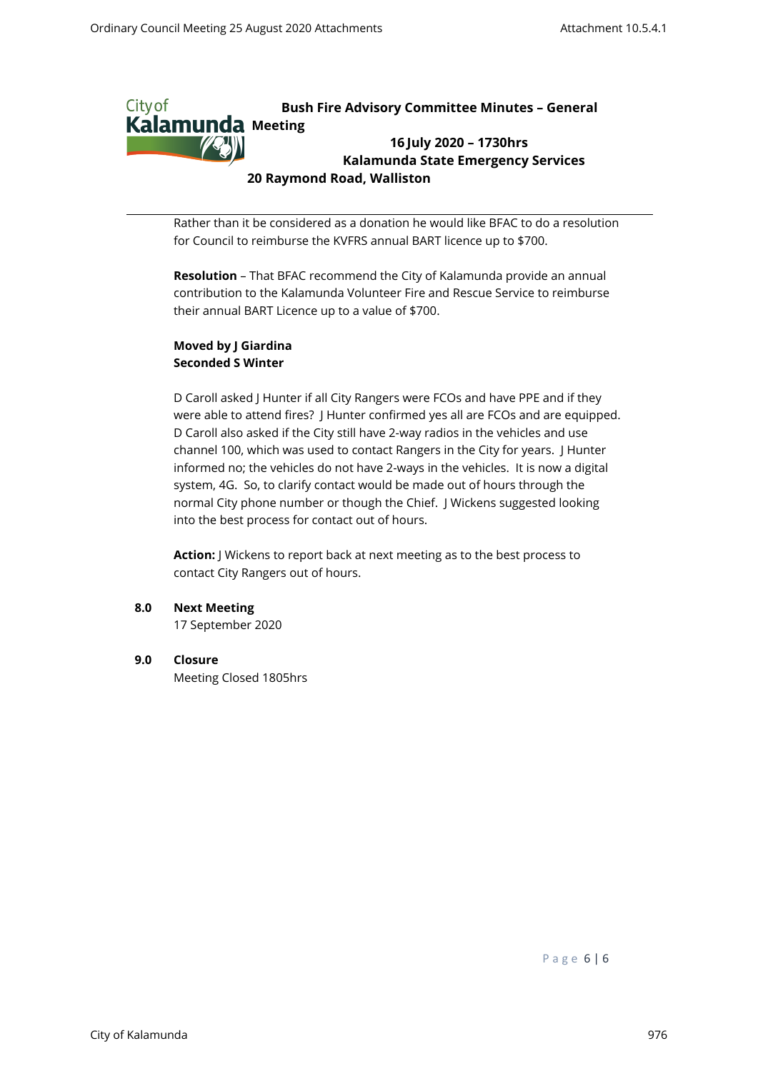**Bush Fire Advisory Committee Minutes – General Meeting**

**16 July 2020 – 1730hrs**
**Kalamunda State Emergency Services**
**20 Raymond Road, Walliston**

Rather than it be considered as a donation he would like BFAC to do a resolution for Council to reimburse the KVFRS annual BART licence up to $700.

**Resolution** – That BFAC recommend the City of Kalamunda provide an annual contribution to the Kalamunda Volunteer Fire and Rescue Service to reimburse their annual BART Licence up to a value of $700.

**Moved by J Giardina**
**Seconded S Winter**

D Caroll asked J Hunter if all City Rangers were FCOs and have PPE and if they were able to attend fires? J Hunter confirmed yes all are FCOs and are equipped. D Caroll also asked if the City still have 2-way radios in the vehicles and use channel 100, which was used to contact Rangers in the City for years. J Hunter informed no; the vehicles do not have 2-ways in the vehicles. It is now a digital system, 4G. So, to clarify contact would be made out of hours through the normal City phone number or though the Chief. J Wickens suggested looking into the best process for contact out of hours.

**Action:** J Wickens to report back at next meeting as to the best process to contact City Rangers out of hours.

**8.0 Next Meeting**

17 September 2020

**9.0 Closure**

Meeting Closed 1805hrs